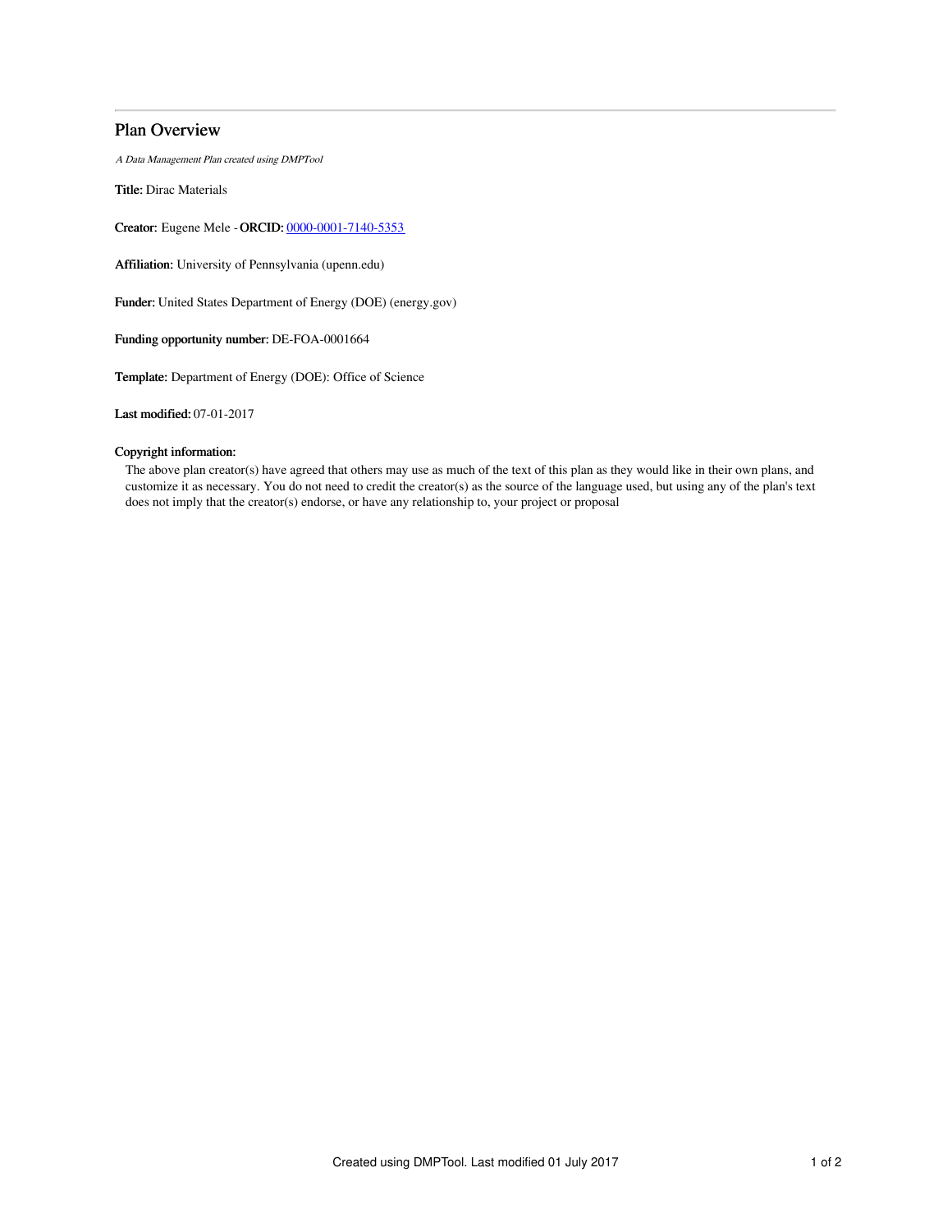# Plan Overview

*A Data Management Plan created using DMPTool*

**Title:** Dirac Materials

**Creator:** Eugene Mele - **ORCID:** [0000-0001-7140-5353](0000-0001-7140-5353)

**Affiliation:** University of Pennsylvania (upenn.edu)

**Funder:** United States Department of Energy (DOE) (energy.gov)

**Funding opportunity number:** DE-FOA-0001664

**Template:** Department of Energy (DOE): Office of Science

**Last modified:** 07-01-2017

**Copyright information:**

The above plan creator(s) have agreed that others may use as much of the text of this plan as they would like in their own plans, and customize it as necessary. You do not need to credit the creator(s) as the source of the language used, but using any of the plan's text does not imply that the creator(s) endorse, or have any relationship to, your project or proposal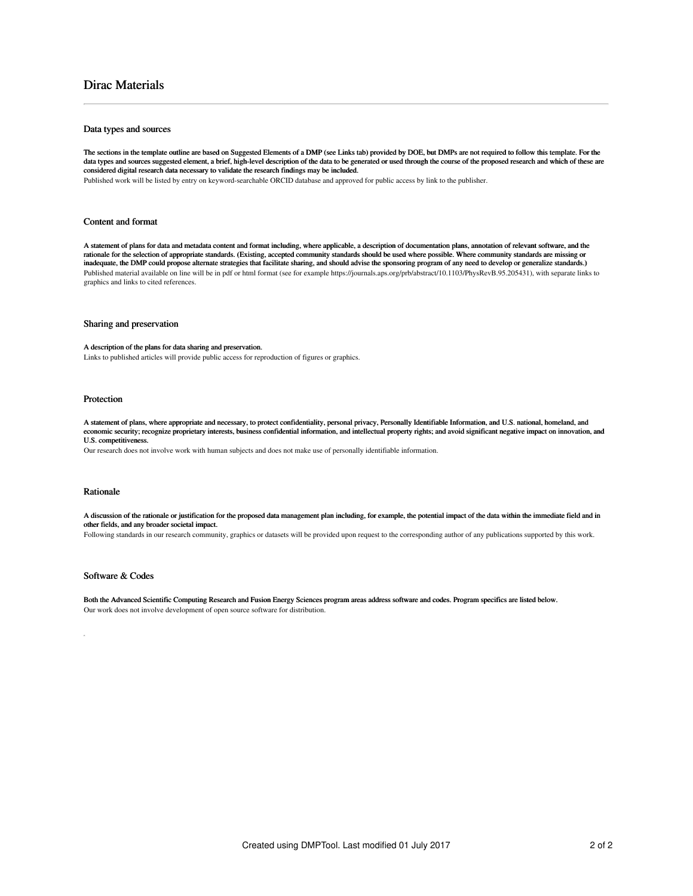# Dirac Materials

## Data types and sources

**The sections in the template outline are based on Suggested Elements of a DMP (see Links tab) provided by DOE, but DMPs are not required to follow this template. For the data types and sources suggested element, a brief, high-level description of the data to be generated or used through the course of the proposed research and which of these are considered digital research data necessary to validate the research findings may be included.**

Published work will be listed by entry on keyword-searchable ORCID database and approved for public access by link to the publisher.

## Content and format

**A statement of plans for data and metadata content and format including, where applicable, a description of documentation plans, annotation of relevant software, and the rationale for the selection of appropriate standards. (Existing, accepted community standards should be used where possible. Where community standards are missing or inadequate, the DMP could propose alternate strategies that facilitate sharing, and should advise the sponsoring program of any need to develop or generalize standards.)**

Published material available on line will be in pdf or html format (see for example https://journals.aps.org/prb/abstract/10.1103/PhysRevB.95.205431), with separate links to graphics and links to cited references.

## Sharing and preservation

**A description of the plans for data sharing and preservation.**

Links to published articles will provide public access for reproduction of figures or graphics.

## Protection

**A statement of plans, where appropriate and necessary, to protect confidentiality, personal privacy, Personally Identifiable Information, and U.S. national, homeland, and economic security; recognize proprietary interests, business confidential information, and intellectual property rights; and avoid significant negative impact on innovation, and U.S. competitiveness.**

Our research does not involve work with human subjects and does not make use of personally identifiable information.

## Rationale

**A discussion of the rationale or justification for the proposed data management plan including, for example, the potential impact of the data within the immediate field and in other fields, and any broader societal impact.**

Following standards in our research community, graphics or datasets will be provided upon request to the corresponding author of any publications supported by this work.

## Software & Codes

**Both the Advanced Scientific Computing Research and Fusion Energy Sciences program areas address software and codes. Program specifics are listed below.**

Our work does not involve development of open source software for distribution.